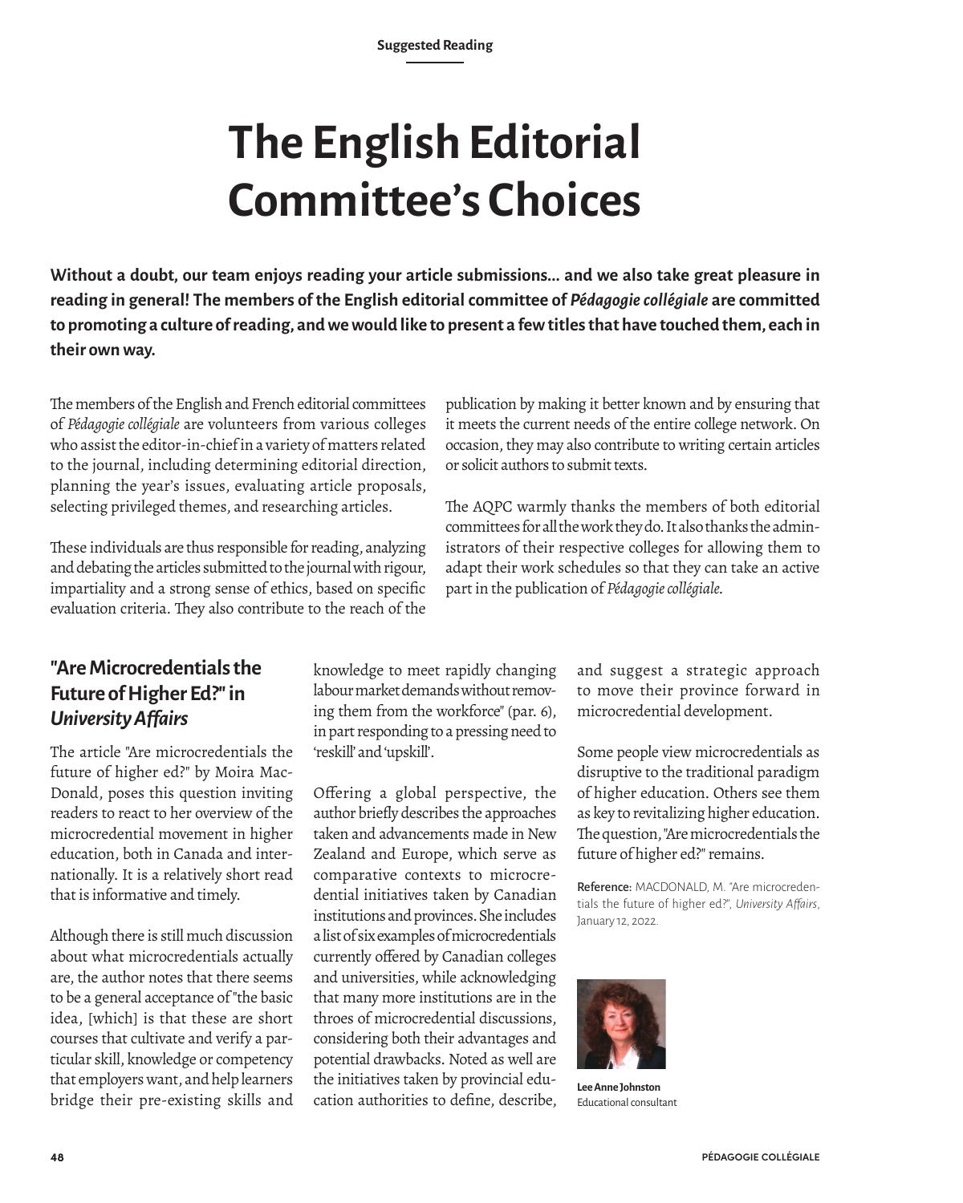Suggested Reading

# The English Editorial Committee's Choices

**Without a doubt, our team enjoys reading your article submissions… and we also take great pleasure in reading in general! The members of the English editorial committee of *Pédagogie collégiale* are committed to promoting a culture of reading, and we would like to present a few titles that have touched them, each in their own way.**

The members of the English and French editorial committees of *Pédagogie collégiale* are volunteers from various colleges who assist the editor-in-chief in a variety of matters related to the journal, including determining editorial direction, planning the year's issues, evaluating article proposals, selecting privileged themes, and researching articles.

These individuals are thus responsible for reading, analyzing and debating the articles submitted to the journal with rigour, impartiality and a strong sense of ethics, based on specific evaluation criteria. They also contribute to the reach of the publication by making it better known and by ensuring that it meets the current needs of the entire college network. On occasion, they may also contribute to writing certain articles or solicit authors to submit texts.

The AQPC warmly thanks the members of both editorial committees for all the work they do. It also thanks the administrators of their respective colleges for allowing them to adapt their work schedules so that they can take an active part in the publication of *Pédagogie collégiale*.

## "Are Microcredentials the Future of Higher Ed?" in *University Affairs*

The article "Are microcredentials the future of higher ed?" by Moira MacDonald, poses this question inviting readers to react to her overview of the microcredential movement in higher education, both in Canada and internationally. It is a relatively short read that is informative and timely.

Although there is still much discussion about what microcredentials actually are, the author notes that there seems to be a general acceptance of "the basic idea, [which] is that these are short courses that cultivate and verify a particular skill, knowledge or competency that employers want, and help learners bridge their pre-existing skills and knowledge to meet rapidly changing labour market demands without removing them from the workforce" (par. 6), in part responding to a pressing need to 'reskill' and 'upskill'.

Offering a global perspective, the author briefly describes the approaches taken and advancements made in New Zealand and Europe, which serve as comparative contexts to microcredential initiatives taken by Canadian institutions and provinces. She includes a list of six examples of microcredentials currently offered by Canadian colleges and universities, while acknowledging that many more institutions are in the throes of microcredential discussions, considering both their advantages and potential drawbacks. Noted as well are the initiatives taken by provincial education authorities to define, describe, and suggest a strategic approach to move their province forward in microcredential development.

Some people view microcredentials as disruptive to the traditional paradigm of higher education. Others see them as key to revitalizing higher education. The question, "Are microcredentials the future of higher ed?" remains.

**Reference:** MACDONALD, M. "Are microcredentials the future of higher ed?", *University Affairs*, January 12, 2022.

**Lee Anne Johnston**
Educational consultant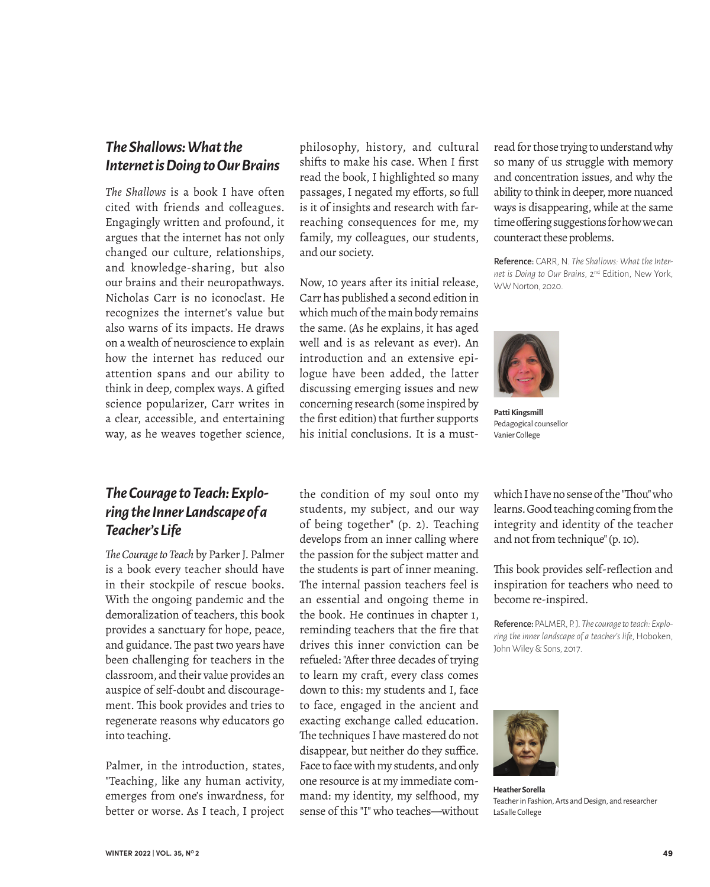## *The Shallows: What the Internet is Doing to Our Brains*

*The Shallows* is a book I have often cited with friends and colleagues. Engagingly written and profound, it argues that the internet has not only changed our culture, relationships, and knowledge-sharing, but also our brains and their neuropathways. Nicholas Carr is no iconoclast. He recognizes the internet's value but also warns of its impacts. He draws on a wealth of neuroscience to explain how the internet has reduced our attention spans and our ability to think in deep, complex ways. A gifted science popularizer, Carr writes in a clear, accessible, and entertaining way, as he weaves together science, philosophy, history, and cultural shifts to make his case. When I first read the book, I highlighted so many passages, I negated my efforts, so full is it of insights and research with far-reaching consequences for me, my family, my colleagues, our students, and our society.

Now, 10 years after its initial release, Carr has published a second edition in which much of the main body remains the same. (As he explains, it has aged well and is as relevant as ever). An introduction and an extensive epilogue have been added, the latter discussing emerging issues and new concerning research (some inspired by the first edition) that further supports his initial conclusions. It is a must-read for those trying to understand why so many of us struggle with memory and concentration issues, and why the ability to think in deeper, more nuanced ways is disappearing, while at the same time offering suggestions for how we can counteract these problems.

**Reference:** CARR, N. *The Shallows: What the Internet is Doing to Our Brains*, 2nd Edition, New York, WW Norton, 2020.

**Patti Kingsmill**
Pedagogical counsellor
Vanier College

## *The Courage to Teach: Exploring the Inner Landscape of a Teacher's Life*

*The Courage to Teach* by Parker J. Palmer is a book every teacher should have in their stockpile of rescue books. With the ongoing pandemic and the demoralization of teachers, this book provides a sanctuary for hope, peace, and guidance. The past two years have been challenging for teachers in the classroom, and their value provides an auspice of self-doubt and discouragement. This book provides and tries to regenerate reasons why educators go into teaching.

Palmer, in the introduction, states, "Teaching, like any human activity, emerges from one's inwardness, for better or worse. As I teach, I project the condition of my soul onto my students, my subject, and our way of being together" (p. 2). Teaching develops from an inner calling where the passion for the subject matter and the students is part of inner meaning. The internal passion teachers feel is an essential and ongoing theme in the book. He continues in chapter 1, reminding teachers that the fire that drives this inner conviction can be refueled: "After three decades of trying to learn my craft, every class comes down to this: my students and I, face to face, engaged in the ancient and exacting exchange called education. The techniques I have mastered do not disappear, but neither do they suffice. Face to face with my students, and only one resource is at my immediate command: my identity, my selfhood, my sense of this "I" who teaches—without which I have no sense of the "Thou" who learns. Good teaching coming from the integrity and identity of the teacher and not from technique" (p. 10).

This book provides self-reflection and inspiration for teachers who need to become re-inspired.

**Reference:** PALMER, P. J. *The courage to teach: Exploring the inner landscape of a teacher's life*, Hoboken, John Wiley & Sons, 2017.

**Heather Sorella**
Teacher in Fashion, Arts and Design, and researcher
LaSalle College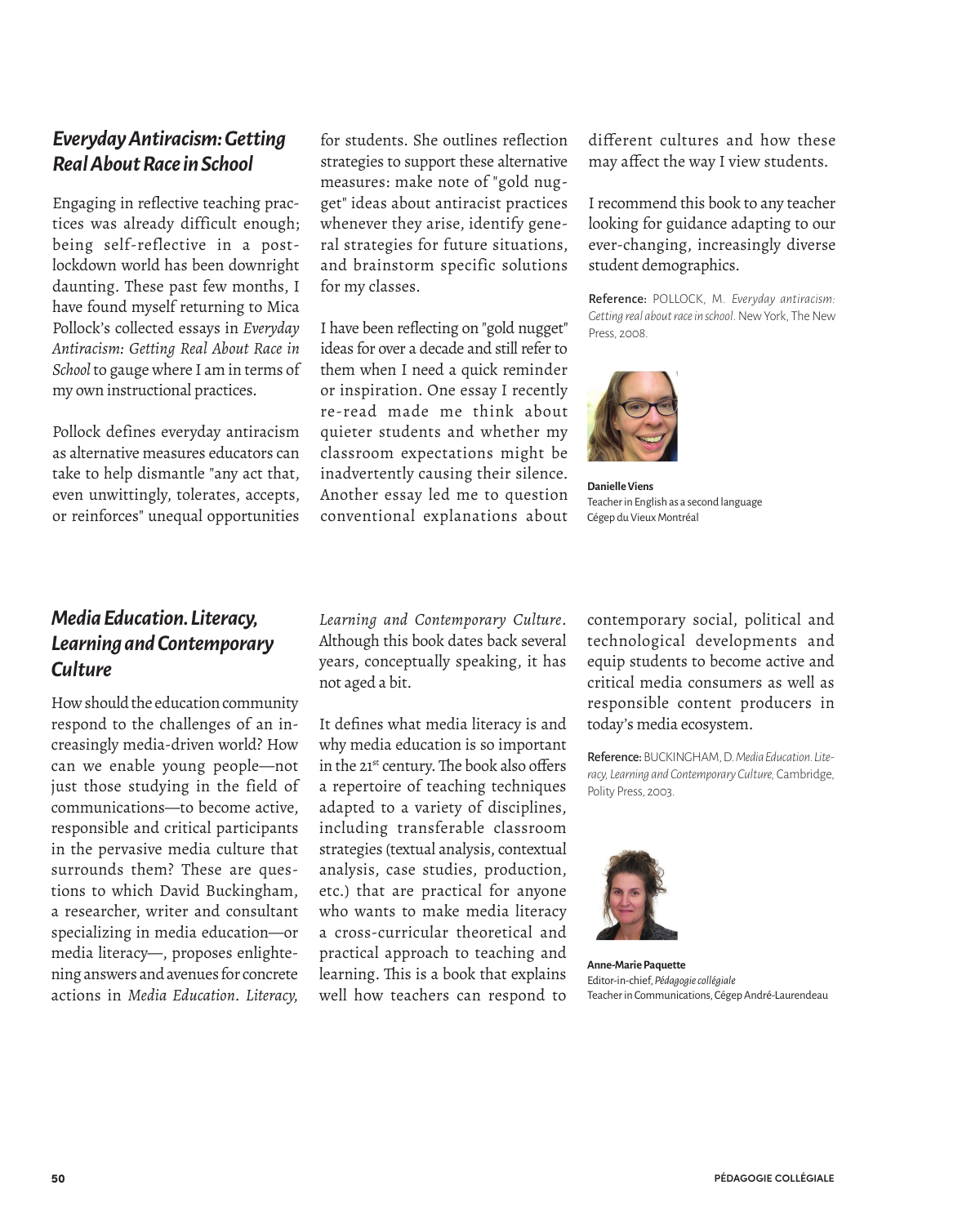## *Everyday Antiracism: Getting Real About Race in School*

Engaging in reflective teaching practices was already difficult enough; being self-reflective in a post-lockdown world has been downright daunting. These past few months, I have found myself returning to Mica Pollock's collected essays in *Everyday Antiracism: Getting Real About Race in School* to gauge where I am in terms of my own instructional practices.

Pollock defines everyday antiracism as alternative measures educators can take to help dismantle "any act that, even unwittingly, tolerates, accepts, or reinforces" unequal opportunities for students. She outlines reflection strategies to support these alternative measures: make note of "gold nugget" ideas about antiracist practices whenever they arise, identify general strategies for future situations, and brainstorm specific solutions for my classes.

I have been reflecting on "gold nugget" ideas for over a decade and still refer to them when I need a quick reminder or inspiration. One essay I recently re-read made me think about quieter students and whether my classroom expectations might be inadvertently causing their silence. Another essay led me to question conventional explanations about different cultures and how these may affect the way I view students.

I recommend this book to any teacher looking for guidance adapting to our ever-changing, increasingly diverse student demographics.

**Reference:** POLLOCK, M. *Everyday antiracism: Getting real about race in school*. New York, The New Press, 2008.

**Danielle Viens**
Teacher in English as a second language
Cégep du Vieux Montréal

## *Media Education. Literacy, Learning and Contemporary Culture*

How should the education community respond to the challenges of an increasingly media-driven world? How can we enable young people—not just those studying in the field of communications—to become active, responsible and critical participants in the pervasive media culture that surrounds them? These are questions to which David Buckingham, a researcher, writer and consultant specializing in media education—or media literacy—, proposes enlightening answers and avenues for concrete actions in *Media Education. Literacy, Learning and Contemporary Culture*. Although this book dates back several years, conceptually speaking, it has not aged a bit.

It defines what media literacy is and why media education is so important in the 21st century. The book also offers a repertoire of teaching techniques adapted to a variety of disciplines, including transferable classroom strategies (textual analysis, contextual analysis, case studies, production, etc.) that are practical for anyone who wants to make media literacy a cross-curricular theoretical and practical approach to teaching and learning. This is a book that explains well how teachers can respond to contemporary social, political and technological developments and equip students to become active and critical media consumers as well as responsible content producers in today's media ecosystem.

**Reference:** BUCKINGHAM, D. *Media Education. Literacy, Learning and Contemporary Culture*, Cambridge, Polity Press, 2003.

**Anne-Marie Paquette**
Editor-in-chief, *Pédagogie collégiale*
Teacher in Communications, Cégep André-Laurendeau